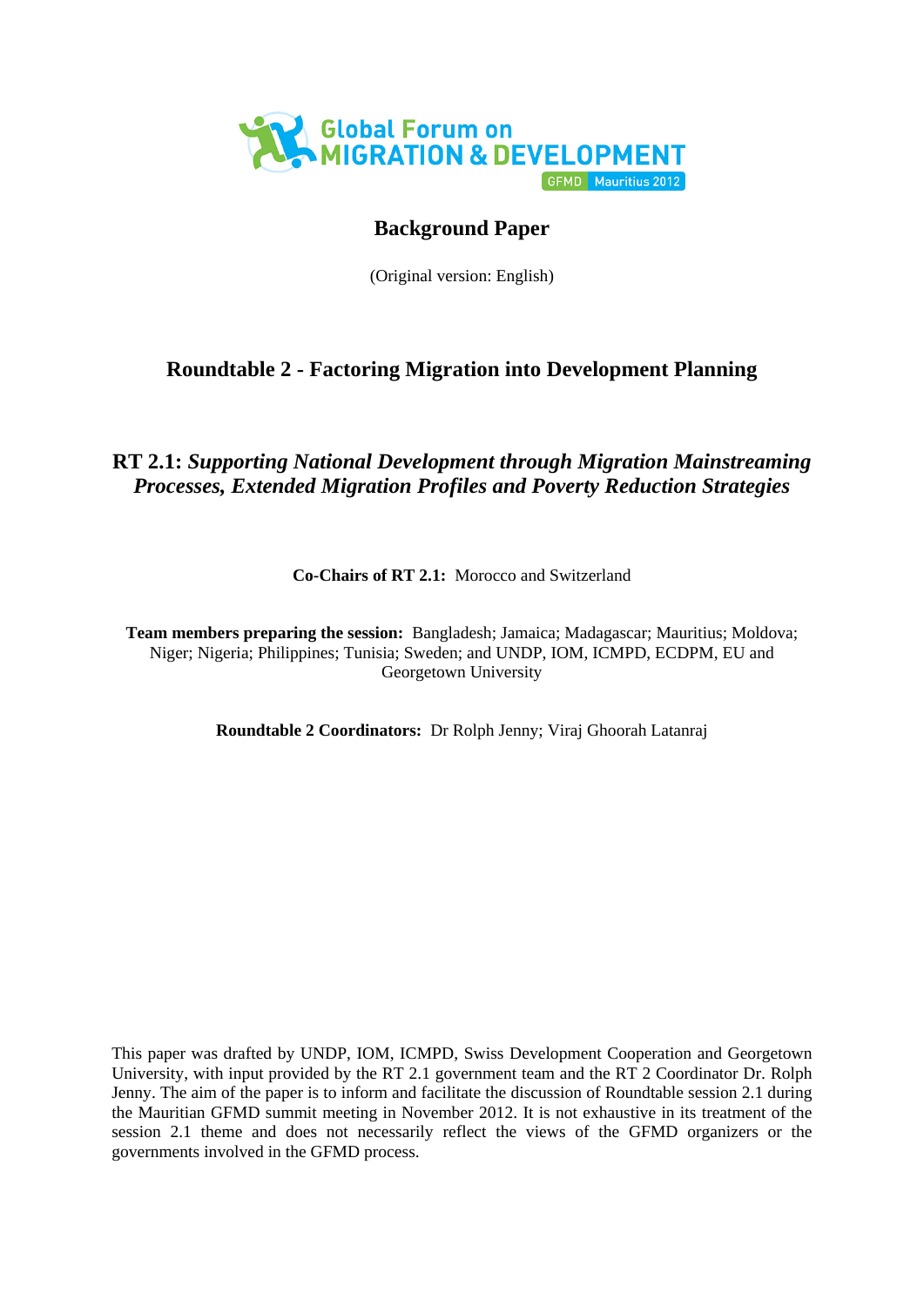Global Forum on MIGRATION & DEVELOPMENT

GFMD Mauritius 2012

# Background Paper

(Original version: English)

## Roundtable 2 - Factoring Migration into Development Planning

## RT 2.1: *Supporting National Development through Migration Mainstreaming Processes, Extended Migration Profiles and Poverty Reduction Strategies*

**Co-Chairs of RT 2.1:** Morocco and Switzerland

**Team members preparing the session:** Bangladesh; Jamaica; Madagascar; Mauritius; Moldova; Niger; Nigeria; Philippines; Tunisia; Sweden; and UNDP, IOM, ICMPD, ECDPM, EU and Georgetown University

**Roundtable 2 Coordinators:** Dr Rolph Jenny; Viraj Ghoorah Latanraj

This paper was drafted by UNDP, IOM, ICMPD, Swiss Development Cooperation and Georgetown University, with input provided by the RT 2.1 government team and the RT 2 Coordinator Dr. Rolph Jenny. The aim of the paper is to inform and facilitate the discussion of Roundtable session 2.1 during the Mauritian GFMD summit meeting in November 2012. It is not exhaustive in its treatment of the session 2.1 theme and does not necessarily reflect the views of the GFMD organizers or the governments involved in the GFMD process.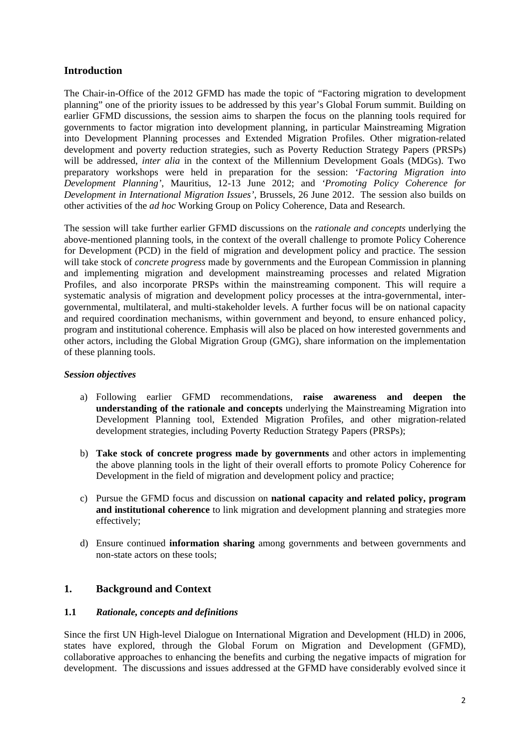## Introduction

The Chair-in-Office of the 2012 GFMD has made the topic of "Factoring migration to development planning" one of the priority issues to be addressed by this year's Global Forum summit. Building on earlier GFMD discussions, the session aims to sharpen the focus on the planning tools required for governments to factor migration into development planning, in particular Mainstreaming Migration into Development Planning processes and Extended Migration Profiles. Other migration-related development and poverty reduction strategies, such as Poverty Reduction Strategy Papers (PRSPs) will be addressed, *inter alia* in the context of the Millennium Development Goals (MDGs). Two preparatory workshops were held in preparation for the session: *'Factoring Migration into Development Planning'*, Mauritius, 12-13 June 2012; and *'Promoting Policy Coherence for Development in International Migration Issues'*, Brussels, 26 June 2012. The session also builds on other activities of the *ad hoc* Working Group on Policy Coherence, Data and Research.

The session will take further earlier GFMD discussions on the *rationale and concepts* underlying the above-mentioned planning tools, in the context of the overall challenge to promote Policy Coherence for Development (PCD) in the field of migration and development policy and practice. The session will take stock of *concrete progress* made by governments and the European Commission in planning and implementing migration and development mainstreaming processes and related Migration Profiles, and also incorporate PRSPs within the mainstreaming component. This will require a systematic analysis of migration and development policy processes at the intra-governmental, inter-governmental, multilateral, and multi-stakeholder levels. A further focus will be on national capacity and required coordination mechanisms, within government and beyond, to ensure enhanced policy, program and institutional coherence. Emphasis will also be placed on how interested governments and other actors, including the Global Migration Group (GMG), share information on the implementation of these planning tools.

### *Session objectives*

a) Following earlier GFMD recommendations, **raise awareness and deepen the understanding of the rationale and concepts** underlying the Mainstreaming Migration into Development Planning tool, Extended Migration Profiles, and other migration-related development strategies, including Poverty Reduction Strategy Papers (PRSPs);

b) **Take stock of concrete progress made by governments** and other actors in implementing the above planning tools in the light of their overall efforts to promote Policy Coherence for Development in the field of migration and development policy and practice;

c) Pursue the GFMD focus and discussion on **national capacity and related policy, program and institutional coherence** to link migration and development planning and strategies more effectively;

d) Ensure continued **information sharing** among governments and between governments and non-state actors on these tools;

## 1. Background and Context

### 1.1 *Rationale, concepts and definitions*

Since the first UN High-level Dialogue on International Migration and Development (HLD) in 2006, states have explored, through the Global Forum on Migration and Development (GFMD), collaborative approaches to enhancing the benefits and curbing the negative impacts of migration for development. The discussions and issues addressed at the GFMD have considerably evolved since it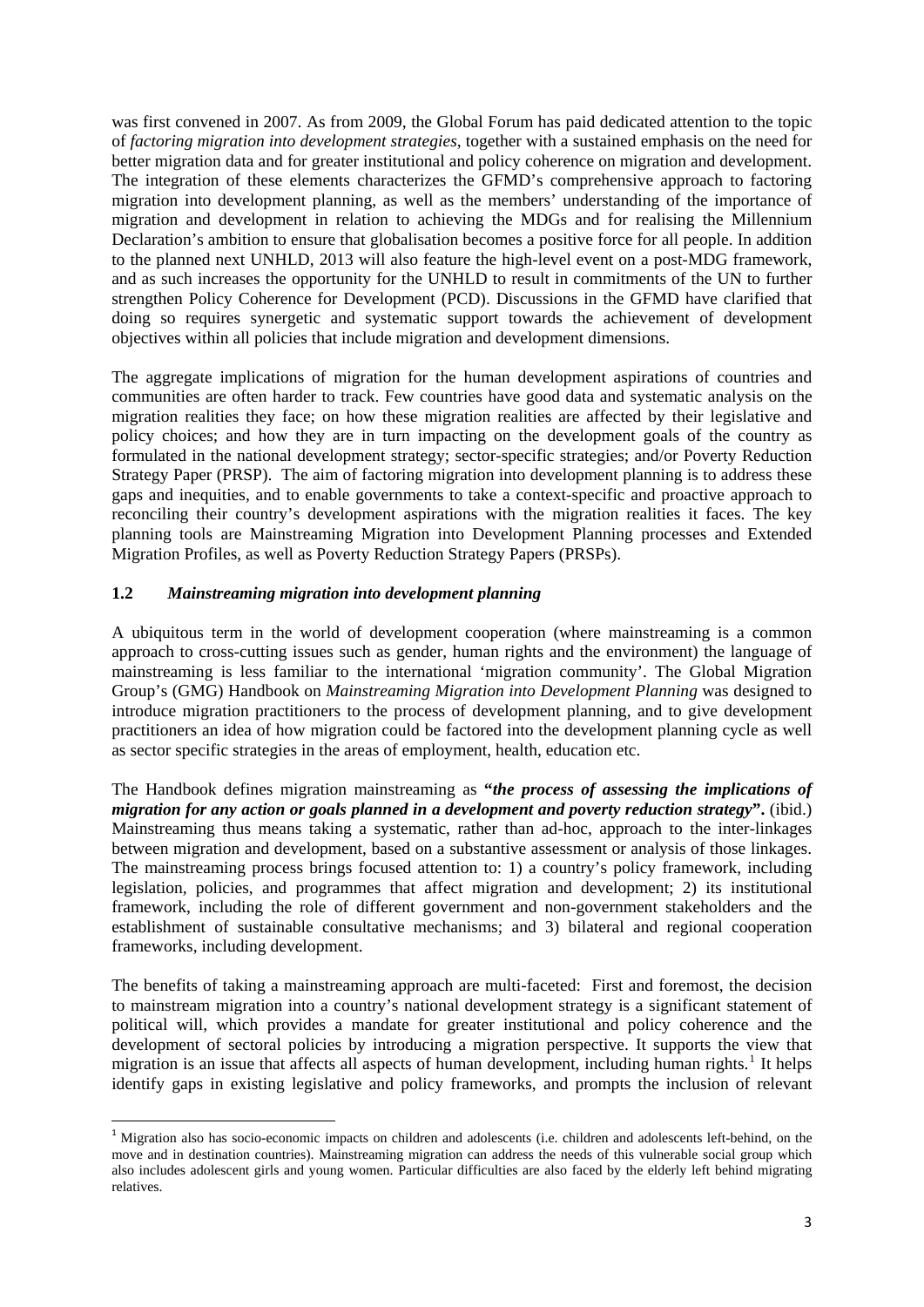was first convened in 2007. As from 2009, the Global Forum has paid dedicated attention to the topic of *factoring migration into development strategies*, together with a sustained emphasis on the need for better migration data and for greater institutional and policy coherence on migration and development. The integration of these elements characterizes the GFMD's comprehensive approach to factoring migration into development planning, as well as the members' understanding of the importance of migration and development in relation to achieving the MDGs and for realising the Millennium Declaration's ambition to ensure that globalisation becomes a positive force for all people. In addition to the planned next UNHLD, 2013 will also feature the high-level event on a post-MDG framework, and as such increases the opportunity for the UNHLD to result in commitments of the UN to further strengthen Policy Coherence for Development (PCD). Discussions in the GFMD have clarified that doing so requires synergetic and systematic support towards the achievement of development objectives within all policies that include migration and development dimensions.

The aggregate implications of migration for the human development aspirations of countries and communities are often harder to track. Few countries have good data and systematic analysis on the migration realities they face; on how these migration realities are affected by their legislative and policy choices; and how they are in turn impacting on the development goals of the country as formulated in the national development strategy; sector-specific strategies; and/or Poverty Reduction Strategy Paper (PRSP). The aim of factoring migration into development planning is to address these gaps and inequities, and to enable governments to take a context-specific and proactive approach to reconciling their country's development aspirations with the migration realities it faces. The key planning tools are Mainstreaming Migration into Development Planning processes and Extended Migration Profiles, as well as Poverty Reduction Strategy Papers (PRSPs).

### 1.2 *Mainstreaming migration into development planning*

A ubiquitous term in the world of development cooperation (where mainstreaming is a common approach to cross-cutting issues such as gender, human rights and the environment) the language of mainstreaming is less familiar to the international 'migration community'. The Global Migration Group's (GMG) Handbook on *Mainstreaming Migration into Development Planning* was designed to introduce migration practitioners to the process of development planning, and to give development practitioners an idea of how migration could be factored into the development planning cycle as well as sector specific strategies in the areas of employment, health, education etc.

The Handbook defines migration mainstreaming as ***"the process of assessing the implications of migration for any action or goals planned in a development and poverty reduction strategy"*.** (ibid.) Mainstreaming thus means taking a systematic, rather than ad-hoc, approach to the inter-linkages between migration and development, based on a substantive assessment or analysis of those linkages. The mainstreaming process brings focused attention to: 1) a country's policy framework, including legislation, policies, and programmes that affect migration and development; 2) its institutional framework, including the role of different government and non-government stakeholders and the establishment of sustainable consultative mechanisms; and 3) bilateral and regional cooperation frameworks, including development.

The benefits of taking a mainstreaming approach are multi-faceted: First and foremost, the decision to mainstream migration into a country's national development strategy is a significant statement of political will, which provides a mandate for greater institutional and policy coherence and the development of sectoral policies by introducing a migration perspective. It supports the view that migration is an issue that affects all aspects of human development, including human rights.[1] It helps identify gaps in existing legislative and policy frameworks, and prompts the inclusion of relevant

---

[1] Migration also has socio-economic impacts on children and adolescents (i.e. children and adolescents left-behind, on the move and in destination countries). Mainstreaming migration can address the needs of this vulnerable social group which also includes adolescent girls and young women. Particular difficulties are also faced by the elderly left behind migrating relatives.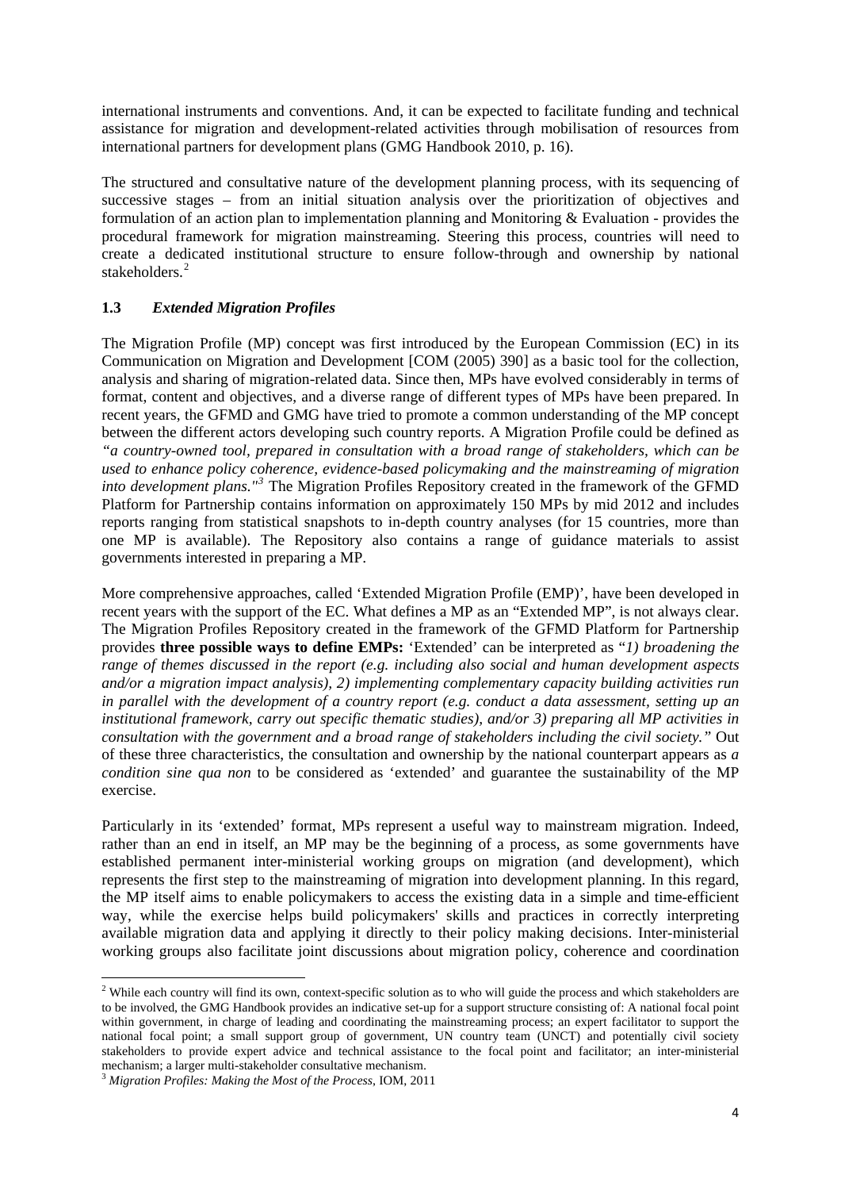international instruments and conventions. And, it can be expected to facilitate funding and technical assistance for migration and development-related activities through mobilisation of resources from international partners for development plans (GMG Handbook 2010, p. 16).

The structured and consultative nature of the development planning process, with its sequencing of successive stages – from an initial situation analysis over the prioritization of objectives and formulation of an action plan to implementation planning and Monitoring & Evaluation - provides the procedural framework for migration mainstreaming. Steering this process, countries will need to create a dedicated institutional structure to ensure follow-through and ownership by national stakeholders.[2]

### 1.3 *Extended Migration Profiles*

The Migration Profile (MP) concept was first introduced by the European Commission (EC) in its Communication on Migration and Development [COM (2005) 390] as a basic tool for the collection, analysis and sharing of migration-related data. Since then, MPs have evolved considerably in terms of format, content and objectives, and a diverse range of different types of MPs have been prepared. In recent years, the GFMD and GMG have tried to promote a common understanding of the MP concept between the different actors developing such country reports. A Migration Profile could be defined as *"a country-owned tool, prepared in consultation with a broad range of stakeholders, which can be used to enhance policy coherence, evidence-based policymaking and the mainstreaming of migration into development plans."*[3] The Migration Profiles Repository created in the framework of the GFMD Platform for Partnership contains information on approximately 150 MPs by mid 2012 and includes reports ranging from statistical snapshots to in-depth country analyses (for 15 countries, more than one MP is available). The Repository also contains a range of guidance materials to assist governments interested in preparing a MP.

More comprehensive approaches, called 'Extended Migration Profile (EMP)', have been developed in recent years with the support of the EC. What defines a MP as an "Extended MP", is not always clear. The Migration Profiles Repository created in the framework of the GFMD Platform for Partnership provides **three possible ways to define EMPs:** 'Extended' can be interpreted as "*1) broadening the range of themes discussed in the report (e.g. including also social and human development aspects and/or a migration impact analysis), 2) implementing complementary capacity building activities run in parallel with the development of a country report (e.g. conduct a data assessment, setting up an institutional framework, carry out specific thematic studies), and/or 3) preparing all MP activities in consultation with the government and a broad range of stakeholders including the civil society."* Out of these three characteristics, the consultation and ownership by the national counterpart appears as *a condition sine qua non* to be considered as 'extended' and guarantee the sustainability of the MP exercise.

Particularly in its 'extended' format, MPs represent a useful way to mainstream migration. Indeed, rather than an end in itself, an MP may be the beginning of a process, as some governments have established permanent inter-ministerial working groups on migration (and development), which represents the first step to the mainstreaming of migration into development planning. In this regard, the MP itself aims to enable policymakers to access the existing data in a simple and time-efficient way, while the exercise helps build policymakers' skills and practices in correctly interpreting available migration data and applying it directly to their policy making decisions. Inter-ministerial working groups also facilitate joint discussions about migration policy, coherence and coordination

---

[2] While each country will find its own, context-specific solution as to who will guide the process and which stakeholders are to be involved, the GMG Handbook provides an indicative set-up for a support structure consisting of: A national focal point within government, in charge of leading and coordinating the mainstreaming process; an expert facilitator to support the national focal point; a small support group of government, UN country team (UNCT) and potentially civil society stakeholders to provide expert advice and technical assistance to the focal point and facilitator; an inter-ministerial mechanism; a larger multi-stakeholder consultative mechanism.

[3] *Migration Profiles: Making the Most of the Process*, IOM, 2011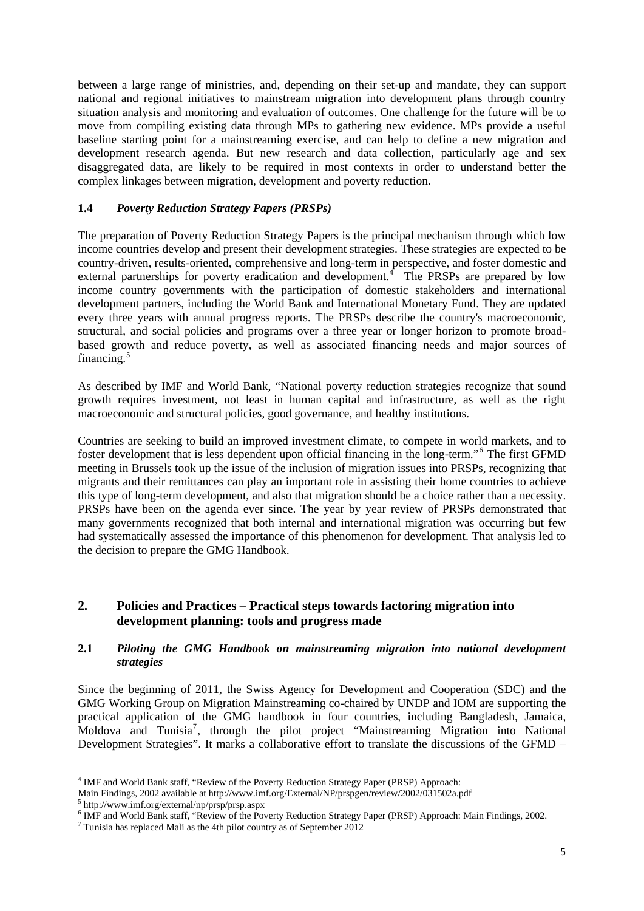between a large range of ministries, and, depending on their set-up and mandate, they can support national and regional initiatives to mainstream migration into development plans through country situation analysis and monitoring and evaluation of outcomes. One challenge for the future will be to move from compiling existing data through MPs to gathering new evidence. MPs provide a useful baseline starting point for a mainstreaming exercise, and can help to define a new migration and development research agenda. But new research and data collection, particularly age and sex disaggregated data, are likely to be required in most contexts in order to understand better the complex linkages between migration, development and poverty reduction.

### 1.4 *Poverty Reduction Strategy Papers (PRSPs)*

The preparation of Poverty Reduction Strategy Papers is the principal mechanism through which low income countries develop and present their development strategies. These strategies are expected to be country-driven, results-oriented, comprehensive and long-term in perspective, and foster domestic and external partnerships for poverty eradication and development.[4] The PRSPs are prepared by low income country governments with the participation of domestic stakeholders and international development partners, including the World Bank and International Monetary Fund. They are updated every three years with annual progress reports. The PRSPs describe the country's macroeconomic, structural, and social policies and programs over a three year or longer horizon to promote broad-based growth and reduce poverty, as well as associated financing needs and major sources of financing.[5]

As described by IMF and World Bank, "National poverty reduction strategies recognize that sound growth requires investment, not least in human capital and infrastructure, as well as the right macroeconomic and structural policies, good governance, and healthy institutions.

Countries are seeking to build an improved investment climate, to compete in world markets, and to foster development that is less dependent upon official financing in the long-term."[6] The first GFMD meeting in Brussels took up the issue of the inclusion of migration issues into PRSPs, recognizing that migrants and their remittances can play an important role in assisting their home countries to achieve this type of long-term development, and also that migration should be a choice rather than a necessity. PRSPs have been on the agenda ever since. The year by year review of PRSPs demonstrated that many governments recognized that both internal and international migration was occurring but few had systematically assessed the importance of this phenomenon for development. That analysis led to the decision to prepare the GMG Handbook.

## 2. Policies and Practices – Practical steps towards factoring migration into development planning: tools and progress made

### 2.1 *Piloting the GMG Handbook on mainstreaming migration into national development strategies*

Since the beginning of 2011, the Swiss Agency for Development and Cooperation (SDC) and the GMG Working Group on Migration Mainstreaming co-chaired by UNDP and IOM are supporting the practical application of the GMG handbook in four countries, including Bangladesh, Jamaica, Moldova and Tunisia[7], through the pilot project "Mainstreaming Migration into National Development Strategies". It marks a collaborative effort to translate the discussions of the GFMD –

---

[4] IMF and World Bank staff, "Review of the Poverty Reduction Strategy Paper (PRSP) Approach: Main Findings, 2002 available at http://www.imf.org/External/NP/prspgen/review/2002/031502a.pdf

[5] http://www.imf.org/external/np/prsp/prsp.aspx

[6] IMF and World Bank staff, "Review of the Poverty Reduction Strategy Paper (PRSP) Approach: Main Findings, 2002.

[7] Tunisia has replaced Mali as the 4th pilot country as of September 2012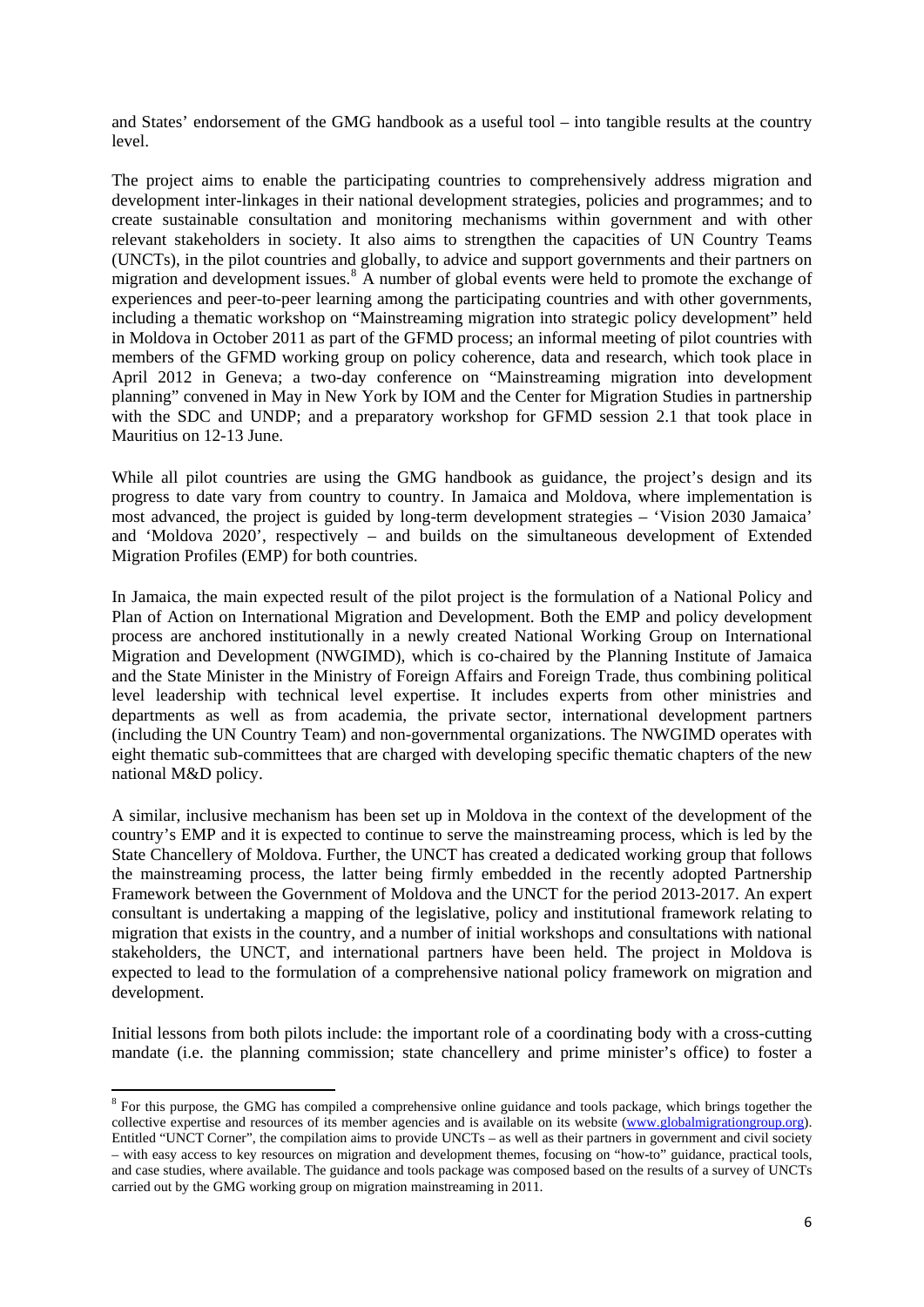and States' endorsement of the GMG handbook as a useful tool – into tangible results at the country level.

The project aims to enable the participating countries to comprehensively address migration and development inter-linkages in their national development strategies, policies and programmes; and to create sustainable consultation and monitoring mechanisms within government and with other relevant stakeholders in society. It also aims to strengthen the capacities of UN Country Teams (UNCTs), in the pilot countries and globally, to advice and support governments and their partners on migration and development issues.[8] A number of global events were held to promote the exchange of experiences and peer-to-peer learning among the participating countries and with other governments, including a thematic workshop on "Mainstreaming migration into strategic policy development" held in Moldova in October 2011 as part of the GFMD process; an informal meeting of pilot countries with members of the GFMD working group on policy coherence, data and research, which took place in April 2012 in Geneva; a two-day conference on "Mainstreaming migration into development planning" convened in May in New York by IOM and the Center for Migration Studies in partnership with the SDC and UNDP; and a preparatory workshop for GFMD session 2.1 that took place in Mauritius on 12-13 June.

While all pilot countries are using the GMG handbook as guidance, the project's design and its progress to date vary from country to country. In Jamaica and Moldova, where implementation is most advanced, the project is guided by long-term development strategies – 'Vision 2030 Jamaica' and 'Moldova 2020', respectively – and builds on the simultaneous development of Extended Migration Profiles (EMP) for both countries.

In Jamaica, the main expected result of the pilot project is the formulation of a National Policy and Plan of Action on International Migration and Development. Both the EMP and policy development process are anchored institutionally in a newly created National Working Group on International Migration and Development (NWGIMD), which is co-chaired by the Planning Institute of Jamaica and the State Minister in the Ministry of Foreign Affairs and Foreign Trade, thus combining political level leadership with technical level expertise. It includes experts from other ministries and departments as well as from academia, the private sector, international development partners (including the UN Country Team) and non-governmental organizations. The NWGIMD operates with eight thematic sub-committees that are charged with developing specific thematic chapters of the new national M&D policy.

A similar, inclusive mechanism has been set up in Moldova in the context of the development of the country's EMP and it is expected to continue to serve the mainstreaming process, which is led by the State Chancellery of Moldova. Further, the UNCT has created a dedicated working group that follows the mainstreaming process, the latter being firmly embedded in the recently adopted Partnership Framework between the Government of Moldova and the UNCT for the period 2013-2017. An expert consultant is undertaking a mapping of the legislative, policy and institutional framework relating to migration that exists in the country, and a number of initial workshops and consultations with national stakeholders, the UNCT, and international partners have been held. The project in Moldova is expected to lead to the formulation of a comprehensive national policy framework on migration and development.

Initial lessons from both pilots include: the important role of a coordinating body with a cross-cutting mandate (i.e. the planning commission; state chancellery and prime minister's office) to foster a

---

[8] For this purpose, the GMG has compiled a comprehensive online guidance and tools package, which brings together the collective expertise and resources of its member agencies and is available on its website (www.globalmigrationgroup.org). Entitled "UNCT Corner", the compilation aims to provide UNCTs – as well as their partners in government and civil society – with easy access to key resources on migration and development themes, focusing on "how-to" guidance, practical tools, and case studies, where available. The guidance and tools package was composed based on the results of a survey of UNCTs carried out by the GMG working group on migration mainstreaming in 2011.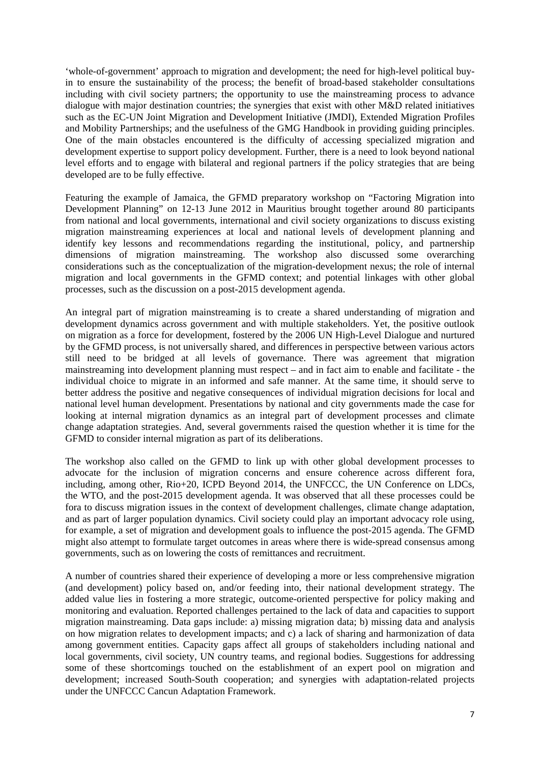'whole-of-government' approach to migration and development; the need for high-level political buy-in to ensure the sustainability of the process; the benefit of broad-based stakeholder consultations including with civil society partners; the opportunity to use the mainstreaming process to advance dialogue with major destination countries; the synergies that exist with other M&D related initiatives such as the EC-UN Joint Migration and Development Initiative (JMDI), Extended Migration Profiles and Mobility Partnerships; and the usefulness of the GMG Handbook in providing guiding principles. One of the main obstacles encountered is the difficulty of accessing specialized migration and development expertise to support policy development. Further, there is a need to look beyond national level efforts and to engage with bilateral and regional partners if the policy strategies that are being developed are to be fully effective.

Featuring the example of Jamaica, the GFMD preparatory workshop on "Factoring Migration into Development Planning" on 12-13 June 2012 in Mauritius brought together around 80 participants from national and local governments, international and civil society organizations to discuss existing migration mainstreaming experiences at local and national levels of development planning and identify key lessons and recommendations regarding the institutional, policy, and partnership dimensions of migration mainstreaming. The workshop also discussed some overarching considerations such as the conceptualization of the migration-development nexus; the role of internal migration and local governments in the GFMD context; and potential linkages with other global processes, such as the discussion on a post-2015 development agenda.

An integral part of migration mainstreaming is to create a shared understanding of migration and development dynamics across government and with multiple stakeholders. Yet, the positive outlook on migration as a force for development, fostered by the 2006 UN High-Level Dialogue and nurtured by the GFMD process, is not universally shared, and differences in perspective between various actors still need to be bridged at all levels of governance. There was agreement that migration mainstreaming into development planning must respect – and in fact aim to enable and facilitate - the individual choice to migrate in an informed and safe manner. At the same time, it should serve to better address the positive and negative consequences of individual migration decisions for local and national level human development. Presentations by national and city governments made the case for looking at internal migration dynamics as an integral part of development processes and climate change adaptation strategies. And, several governments raised the question whether it is time for the GFMD to consider internal migration as part of its deliberations.

The workshop also called on the GFMD to link up with other global development processes to advocate for the inclusion of migration concerns and ensure coherence across different fora, including, among other, Rio+20, ICPD Beyond 2014, the UNFCCC, the UN Conference on LDCs, the WTO, and the post-2015 development agenda. It was observed that all these processes could be fora to discuss migration issues in the context of development challenges, climate change adaptation, and as part of larger population dynamics. Civil society could play an important advocacy role using, for example, a set of migration and development goals to influence the post-2015 agenda. The GFMD might also attempt to formulate target outcomes in areas where there is wide-spread consensus among governments, such as on lowering the costs of remittances and recruitment.

A number of countries shared their experience of developing a more or less comprehensive migration (and development) policy based on, and/or feeding into, their national development strategy. The added value lies in fostering a more strategic, outcome-oriented perspective for policy making and monitoring and evaluation. Reported challenges pertained to the lack of data and capacities to support migration mainstreaming. Data gaps include: a) missing migration data; b) missing data and analysis on how migration relates to development impacts; and c) a lack of sharing and harmonization of data among government entities. Capacity gaps affect all groups of stakeholders including national and local governments, civil society, UN country teams, and regional bodies. Suggestions for addressing some of these shortcomings touched on the establishment of an expert pool on migration and development; increased South-South cooperation; and synergies with adaptation-related projects under the UNFCCC Cancun Adaptation Framework.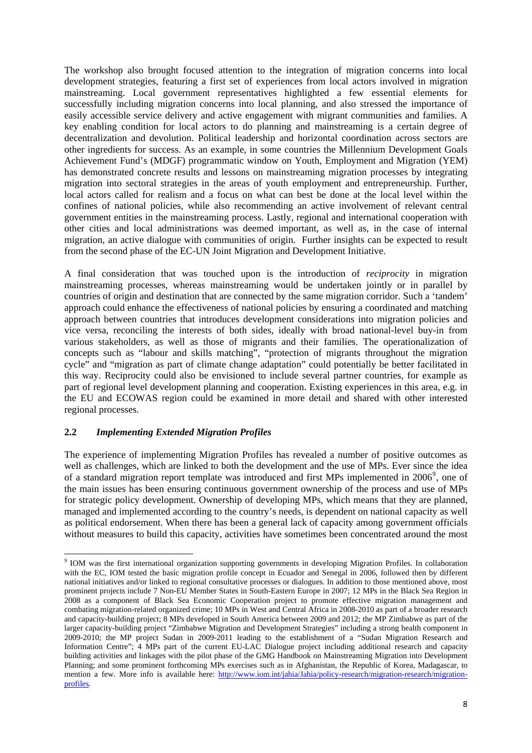The workshop also brought focused attention to the integration of migration concerns into local development strategies, featuring a first set of experiences from local actors involved in migration mainstreaming. Local government representatives highlighted a few essential elements for successfully including migration concerns into local planning, and also stressed the importance of easily accessible service delivery and active engagement with migrant communities and families. A key enabling condition for local actors to do planning and mainstreaming is a certain degree of decentralization and devolution. Political leadership and horizontal coordination across sectors are other ingredients for success. As an example, in some countries the Millennium Development Goals Achievement Fund's (MDGF) programmatic window on Youth, Employment and Migration (YEM) has demonstrated concrete results and lessons on mainstreaming migration processes by integrating migration into sectoral strategies in the areas of youth employment and entrepreneurship. Further, local actors called for realism and a focus on what can best be done at the local level within the confines of national policies, while also recommending an active involvement of relevant central government entities in the mainstreaming process. Lastly, regional and international cooperation with other cities and local administrations was deemed important, as well as, in the case of internal migration, an active dialogue with communities of origin. Further insights can be expected to result from the second phase of the EC-UN Joint Migration and Development Initiative.

A final consideration that was touched upon is the introduction of *reciprocity* in migration mainstreaming processes, whereas mainstreaming would be undertaken jointly or in parallel by countries of origin and destination that are connected by the same migration corridor. Such a 'tandem' approach could enhance the effectiveness of national policies by ensuring a coordinated and matching approach between countries that introduces development considerations into migration policies and vice versa, reconciling the interests of both sides, ideally with broad national-level buy-in from various stakeholders, as well as those of migrants and their families. The operationalization of concepts such as "labour and skills matching", "protection of migrants throughout the migration cycle" and "migration as part of climate change adaptation" could potentially be better facilitated in this way. Reciprocity could also be envisioned to include several partner countries, for example as part of regional level development planning and cooperation. Existing experiences in this area, e.g. in the EU and ECOWAS region could be examined in more detail and shared with other interested regional processes.

## 2.2 *Implementing Extended Migration Profiles*

The experience of implementing Migration Profiles has revealed a number of positive outcomes as well as challenges, which are linked to both the development and the use of MPs. Ever since the idea of a standard migration report template was introduced and first MPs implemented in 2006[9], one of the main issues has been ensuring continuous government ownership of the process and use of MPs for strategic policy development. Ownership of developing MPs, which means that they are planned, managed and implemented according to the country's needs, is dependent on national capacity as well as political endorsement. When there has been a general lack of capacity among government officials without measures to build this capacity, activities have sometimes been concentrated around the most

---

[9] IOM was the first international organization supporting governments in developing Migration Profiles. In collaboration with the EC, IOM tested the basic migration profile concept in Ecuador and Senegal in 2006, followed then by different national initiatives and/or linked to regional consultative processes or dialogues. In addition to those mentioned above, most prominent projects include 7 Non-EU Member States in South-Eastern Europe in 2007; 12 MPs in the Black Sea Region in 2008 as a component of Black Sea Economic Cooperation project to promote effective migration management and combating migration-related organized crime; 10 MPs in West and Central Africa in 2008-2010 as part of a broader research and capacity-building project; 8 MPs developed in South America between 2009 and 2012; the MP Zimbabwe as part of the larger capacity-building project "Zimbabwe Migration and Development Strategies" including a strong health component in 2009-2010; the MP project Sudan in 2009-2011 leading to the establishment of a "Sudan Migration Research and Information Centre"; 4 MPs part of the current EU-LAC Dialogue project including additional research and capacity building activities and linkages with the pilot phase of the GMG Handbook on Mainstreaming Migration into Development Planning; and some prominent forthcoming MPs exercises such as in Afghanistan, the Republic of Korea, Madagascar, to mention a few. More info is available here: http://www.iom.int/jahia/Jahia/policy-research/migration-research/migration-profiles.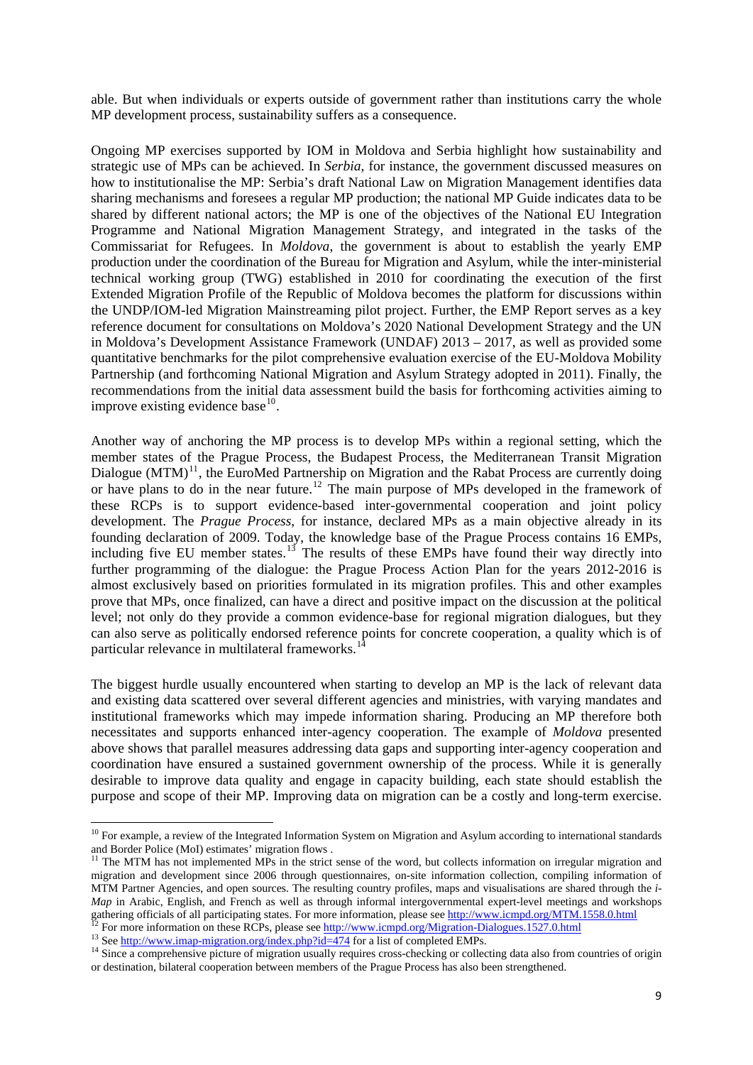able. But when individuals or experts outside of government rather than institutions carry the whole MP development process, sustainability suffers as a consequence.

Ongoing MP exercises supported by IOM in Moldova and Serbia highlight how sustainability and strategic use of MPs can be achieved. In *Serbia*, for instance, the government discussed measures on how to institutionalise the MP: Serbia's draft National Law on Migration Management identifies data sharing mechanisms and foresees a regular MP production; the national MP Guide indicates data to be shared by different national actors; the MP is one of the objectives of the National EU Integration Programme and National Migration Management Strategy, and integrated in the tasks of the Commissariat for Refugees. In *Moldova*, the government is about to establish the yearly EMP production under the coordination of the Bureau for Migration and Asylum, while the inter-ministerial technical working group (TWG) established in 2010 for coordinating the execution of the first Extended Migration Profile of the Republic of Moldova becomes the platform for discussions within the UNDP/IOM-led Migration Mainstreaming pilot project. Further, the EMP Report serves as a key reference document for consultations on Moldova's 2020 National Development Strategy and the UN in Moldova's Development Assistance Framework (UNDAF) 2013 – 2017, as well as provided some quantitative benchmarks for the pilot comprehensive evaluation exercise of the EU-Moldova Mobility Partnership (and forthcoming National Migration and Asylum Strategy adopted in 2011). Finally, the recommendations from the initial data assessment build the basis for forthcoming activities aiming to improve existing evidence base[10].

Another way of anchoring the MP process is to develop MPs within a regional setting, which the member states of the Prague Process, the Budapest Process, the Mediterranean Transit Migration Dialogue (MTM)[11], the EuroMed Partnership on Migration and the Rabat Process are currently doing or have plans to do in the near future.[12] The main purpose of MPs developed in the framework of these RCPs is to support evidence-based inter-governmental cooperation and joint policy development. The *Prague Process*, for instance, declared MPs as a main objective already in its founding declaration of 2009. Today, the knowledge base of the Prague Process contains 16 EMPs, including five EU member states.[13] The results of these EMPs have found their way directly into further programming of the dialogue: the Prague Process Action Plan for the years 2012-2016 is almost exclusively based on priorities formulated in its migration profiles. This and other examples prove that MPs, once finalized, can have a direct and positive impact on the discussion at the political level; not only do they provide a common evidence-base for regional migration dialogues, but they can also serve as politically endorsed reference points for concrete cooperation, a quality which is of particular relevance in multilateral frameworks.[14]

The biggest hurdle usually encountered when starting to develop an MP is the lack of relevant data and existing data scattered over several different agencies and ministries, with varying mandates and institutional frameworks which may impede information sharing. Producing an MP therefore both necessitates and supports enhanced inter-agency cooperation. The example of *Moldova* presented above shows that parallel measures addressing data gaps and supporting inter-agency cooperation and coordination have ensured a sustained government ownership of the process. While it is generally desirable to improve data quality and engage in capacity building, each state should establish the purpose and scope of their MP. Improving data on migration can be a costly and long-term exercise.

---

[10] For example, a review of the Integrated Information System on Migration and Asylum according to international standards and Border Police (MoI) estimates' migration flows .

[11] The MTM has not implemented MPs in the strict sense of the word, but collects information on irregular migration and migration and development since 2006 through questionnaires, on-site information collection, compiling information of MTM Partner Agencies, and open sources. The resulting country profiles, maps and visualisations are shared through the *i-Map* in Arabic, English, and French as well as through informal intergovernmental expert-level meetings and workshops gathering officials of all participating states. For more information, please see http://www.icmpd.org/MTM.1558.0.html

[12] For more information on these RCPs, please see http://www.icmpd.org/Migration-Dialogues.1527.0.html

[13] See http://www.imap-migration.org/index.php?id=474 for a list of completed EMPs.

[14] Since a comprehensive picture of migration usually requires cross-checking or collecting data also from countries of origin or destination, bilateral cooperation between members of the Prague Process has also been strengthened.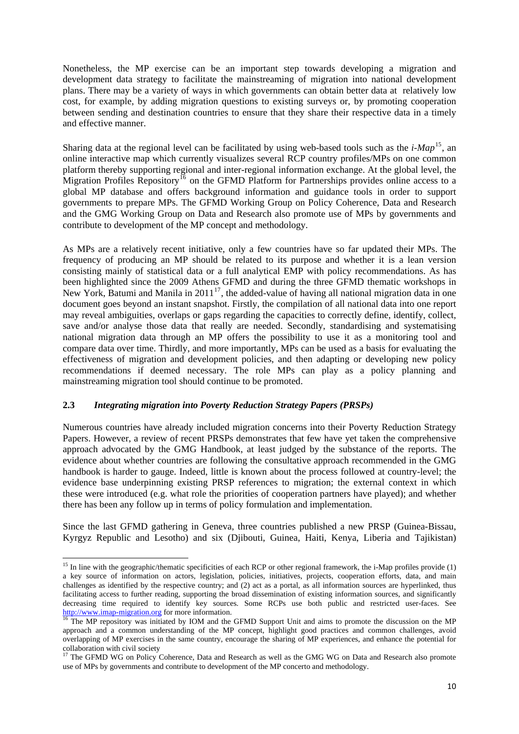Nonetheless, the MP exercise can be an important step towards developing a migration and development data strategy to facilitate the mainstreaming of migration into national development plans. There may be a variety of ways in which governments can obtain better data at relatively low cost, for example, by adding migration questions to existing surveys or, by promoting cooperation between sending and destination countries to ensure that they share their respective data in a timely and effective manner.

Sharing data at the regional level can be facilitated by using web-based tools such as the *i-Map*[15], an online interactive map which currently visualizes several RCP country profiles/MPs on one common platform thereby supporting regional and inter-regional information exchange. At the global level, the Migration Profiles Repository[16] on the GFMD Platform for Partnerships provides online access to a global MP database and offers background information and guidance tools in order to support governments to prepare MPs. The GFMD Working Group on Policy Coherence, Data and Research and the GMG Working Group on Data and Research also promote use of MPs by governments and contribute to development of the MP concept and methodology.

As MPs are a relatively recent initiative, only a few countries have so far updated their MPs. The frequency of producing an MP should be related to its purpose and whether it is a lean version consisting mainly of statistical data or a full analytical EMP with policy recommendations. As has been highlighted since the 2009 Athens GFMD and during the three GFMD thematic workshops in New York, Batumi and Manila in 2011[17], the added-value of having all national migration data in one document goes beyond an instant snapshot. Firstly, the compilation of all national data into one report may reveal ambiguities, overlaps or gaps regarding the capacities to correctly define, identify, collect, save and/or analyse those data that really are needed. Secondly, standardising and systematising national migration data through an MP offers the possibility to use it as a monitoring tool and compare data over time. Thirdly, and more importantly, MPs can be used as a basis for evaluating the effectiveness of migration and development policies, and then adapting or developing new policy recommendations if deemed necessary. The role MPs can play as a policy planning and mainstreaming migration tool should continue to be promoted.

### 2.3 *Integrating migration into Poverty Reduction Strategy Papers (PRSPs)*

Numerous countries have already included migration concerns into their Poverty Reduction Strategy Papers. However, a review of recent PRSPs demonstrates that few have yet taken the comprehensive approach advocated by the GMG Handbook, at least judged by the substance of the reports. The evidence about whether countries are following the consultative approach recommended in the GMG handbook is harder to gauge. Indeed, little is known about the process followed at country-level; the evidence base underpinning existing PRSP references to migration; the external context in which these were introduced (e.g. what role the priorities of cooperation partners have played); and whether there has been any follow up in terms of policy formulation and implementation.

Since the last GFMD gathering in Geneva, three countries published a new PRSP (Guinea-Bissau, Kyrgyz Republic and Lesotho) and six (Djibouti, Guinea, Haiti, Kenya, Liberia and Tajikistan)

---

[15] In line with the geographic/thematic specificities of each RCP or other regional framework, the i-Map profiles provide (1) a key source of information on actors, legislation, policies, initiatives, projects, cooperation efforts, data, and main challenges as identified by the respective country; and (2) act as a portal, as all information sources are hyperlinked, thus facilitating access to further reading, supporting the broad dissemination of existing information sources, and significantly decreasing time required to identify key sources. Some RCPs use both public and restricted user-faces. See http://www.imap-migration.org for more information.

[16] The MP repository was initiated by IOM and the GFMD Support Unit and aims to promote the discussion on the MP approach and a common understanding of the MP concept, highlight good practices and common challenges, avoid overlapping of MP exercises in the same country, encourage the sharing of MP experiences, and enhance the potential for collaboration with civil society

[17] The GFMD WG on Policy Coherence, Data and Research as well as the GMG WG on Data and Research also promote use of MPs by governments and contribute to development of the MP concerto and methodology.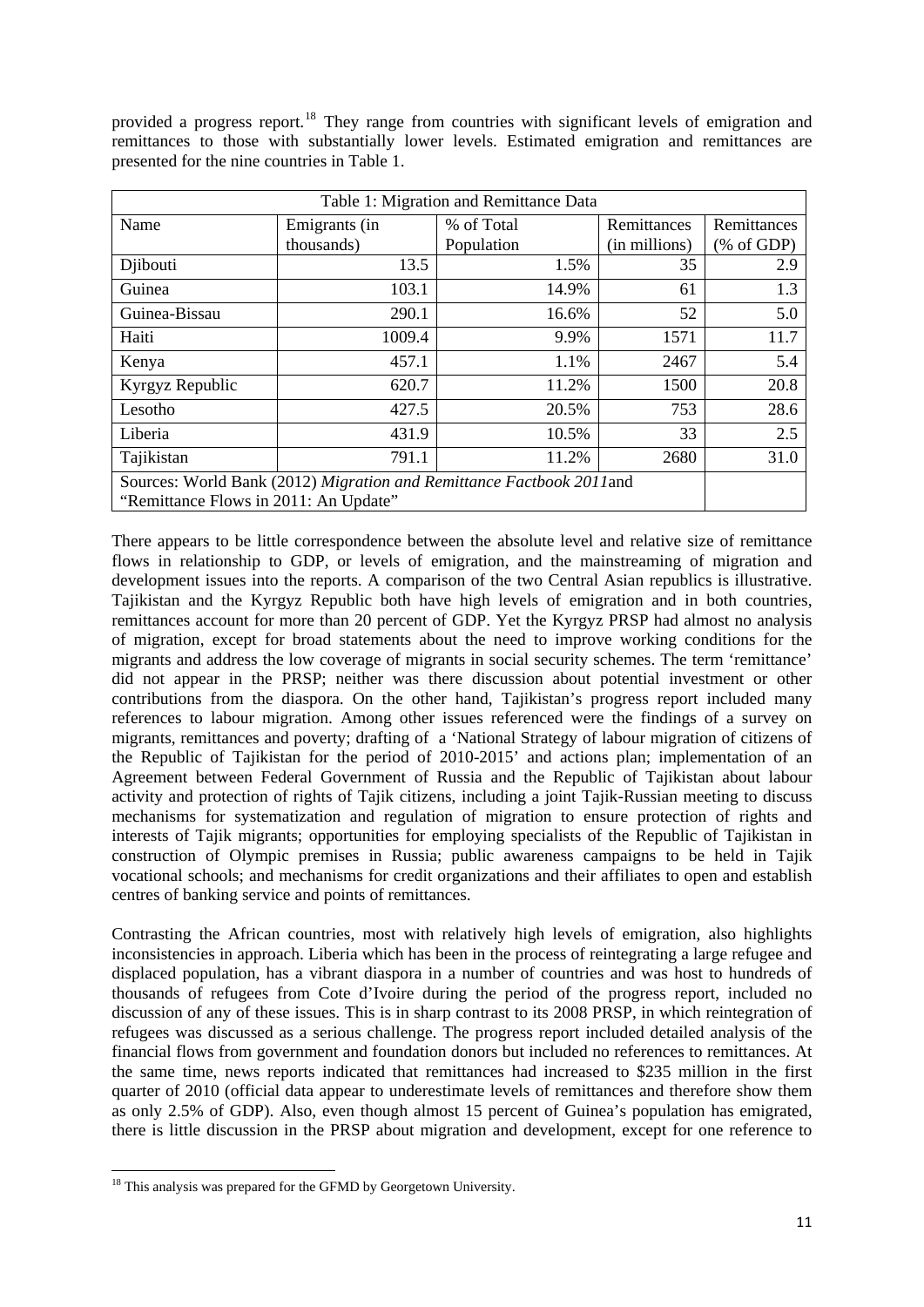provided a progress report.[18] They range from countries with significant levels of emigration and remittances to those with substantially lower levels. Estimated emigration and remittances are presented for the nine countries in Table 1.

| Table 1: Migration and Remittance Data | | | | |
|---|---|---|---|---|
| Name | Emigrants (in thousands) | % of Total Population | Remittances (in millions) | Remittances (% of GDP) |
| Djibouti | 13.5 | 1.5% | 35 | 2.9 |
| Guinea | 103.1 | 14.9% | 61 | 1.3 |
| Guinea-Bissau | 290.1 | 16.6% | 52 | 5.0 |
| Haiti | 1009.4 | 9.9% | 1571 | 11.7 |
| Kenya | 457.1 | 1.1% | 2467 | 5.4 |
| Kyrgyz Republic | 620.7 | 11.2% | 1500 | 20.8 |
| Lesotho | 427.5 | 20.5% | 753 | 28.6 |
| Liberia | 431.9 | 10.5% | 33 | 2.5 |
| Tajikistan | 791.1 | 11.2% | 2680 | 31.0 |
| Sources: World Bank (2012) *Migration and Remittance Factbook 2011*and "Remittance Flows in 2011: An Update" | | | | |

There appears to be little correspondence between the absolute level and relative size of remittance flows in relationship to GDP, or levels of emigration, and the mainstreaming of migration and development issues into the reports. A comparison of the two Central Asian republics is illustrative. Tajikistan and the Kyrgyz Republic both have high levels of emigration and in both countries, remittances account for more than 20 percent of GDP. Yet the Kyrgyz PRSP had almost no analysis of migration, except for broad statements about the need to improve working conditions for the migrants and address the low coverage of migrants in social security schemes. The term 'remittance' did not appear in the PRSP; neither was there discussion about potential investment or other contributions from the diaspora. On the other hand, Tajikistan's progress report included many references to labour migration. Among other issues referenced were the findings of a survey on migrants, remittances and poverty; drafting of a 'National Strategy of labour migration of citizens of the Republic of Tajikistan for the period of 2010-2015' and actions plan; implementation of an Agreement between Federal Government of Russia and the Republic of Tajikistan about labour activity and protection of rights of Tajik citizens, including a joint Tajik-Russian meeting to discuss mechanisms for systematization and regulation of migration to ensure protection of rights and interests of Tajik migrants; opportunities for employing specialists of the Republic of Tajikistan in construction of Olympic premises in Russia; public awareness campaigns to be held in Tajik vocational schools; and mechanisms for credit organizations and their affiliates to open and establish centres of banking service and points of remittances.

Contrasting the African countries, most with relatively high levels of emigration, also highlights inconsistencies in approach. Liberia which has been in the process of reintegrating a large refugee and displaced population, has a vibrant diaspora in a number of countries and was host to hundreds of thousands of refugees from Cote d'Ivoire during the period of the progress report, included no discussion of any of these issues. This is in sharp contrast to its 2008 PRSP, in which reintegration of refugees was discussed as a serious challenge. The progress report included detailed analysis of the financial flows from government and foundation donors but included no references to remittances. At the same time, news reports indicated that remittances had increased to \$235 million in the first quarter of 2010 (official data appear to underestimate levels of remittances and therefore show them as only 2.5% of GDP). Also, even though almost 15 percent of Guinea's population has emigrated, there is little discussion in the PRSP about migration and development, except for one reference to

[18] This analysis was prepared for the GFMD by Georgetown University.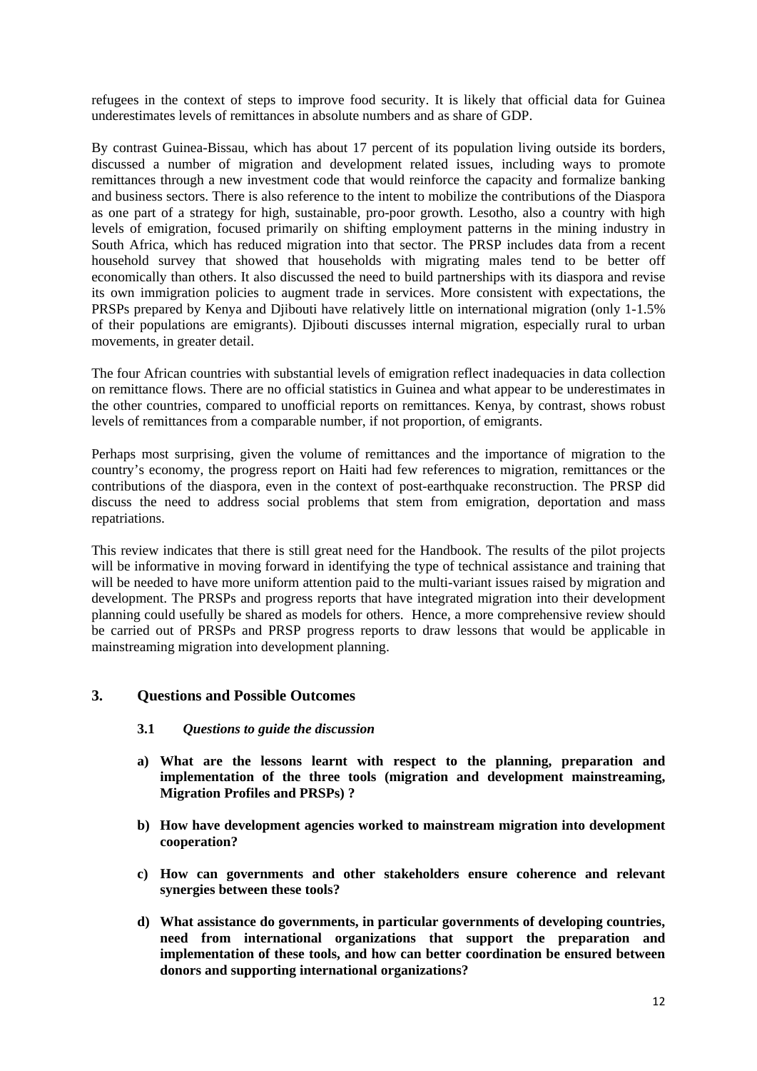refugees in the context of steps to improve food security. It is likely that official data for Guinea underestimates levels of remittances in absolute numbers and as share of GDP.

By contrast Guinea-Bissau, which has about 17 percent of its population living outside its borders, discussed a number of migration and development related issues, including ways to promote remittances through a new investment code that would reinforce the capacity and formalize banking and business sectors. There is also reference to the intent to mobilize the contributions of the Diaspora as one part of a strategy for high, sustainable, pro-poor growth. Lesotho, also a country with high levels of emigration, focused primarily on shifting employment patterns in the mining industry in South Africa, which has reduced migration into that sector. The PRSP includes data from a recent household survey that showed that households with migrating males tend to be better off economically than others. It also discussed the need to build partnerships with its diaspora and revise its own immigration policies to augment trade in services. More consistent with expectations, the PRSPs prepared by Kenya and Djibouti have relatively little on international migration (only 1-1.5% of their populations are emigrants). Djibouti discusses internal migration, especially rural to urban movements, in greater detail.

The four African countries with substantial levels of emigration reflect inadequacies in data collection on remittance flows. There are no official statistics in Guinea and what appear to be underestimates in the other countries, compared to unofficial reports on remittances. Kenya, by contrast, shows robust levels of remittances from a comparable number, if not proportion, of emigrants.

Perhaps most surprising, given the volume of remittances and the importance of migration to the country's economy, the progress report on Haiti had few references to migration, remittances or the contributions of the diaspora, even in the context of post-earthquake reconstruction. The PRSP did discuss the need to address social problems that stem from emigration, deportation and mass repatriations.

This review indicates that there is still great need for the Handbook. The results of the pilot projects will be informative in moving forward in identifying the type of technical assistance and training that will be needed to have more uniform attention paid to the multi-variant issues raised by migration and development. The PRSPs and progress reports that have integrated migration into their development planning could usefully be shared as models for others. Hence, a more comprehensive review should be carried out of PRSPs and PRSP progress reports to draw lessons that would be applicable in mainstreaming migration into development planning.

## 3. Questions and Possible Outcomes

### 3.1 *Questions to guide the discussion*

a) **What are the lessons learnt with respect to the planning, preparation and implementation of the three tools (migration and development mainstreaming, Migration Profiles and PRSPs) ?**

b) **How have development agencies worked to mainstream migration into development cooperation?**

c) **How can governments and other stakeholders ensure coherence and relevant synergies between these tools?**

d) **What assistance do governments, in particular governments of developing countries, need from international organizations that support the preparation and implementation of these tools, and how can better coordination be ensured between donors and supporting international organizations?**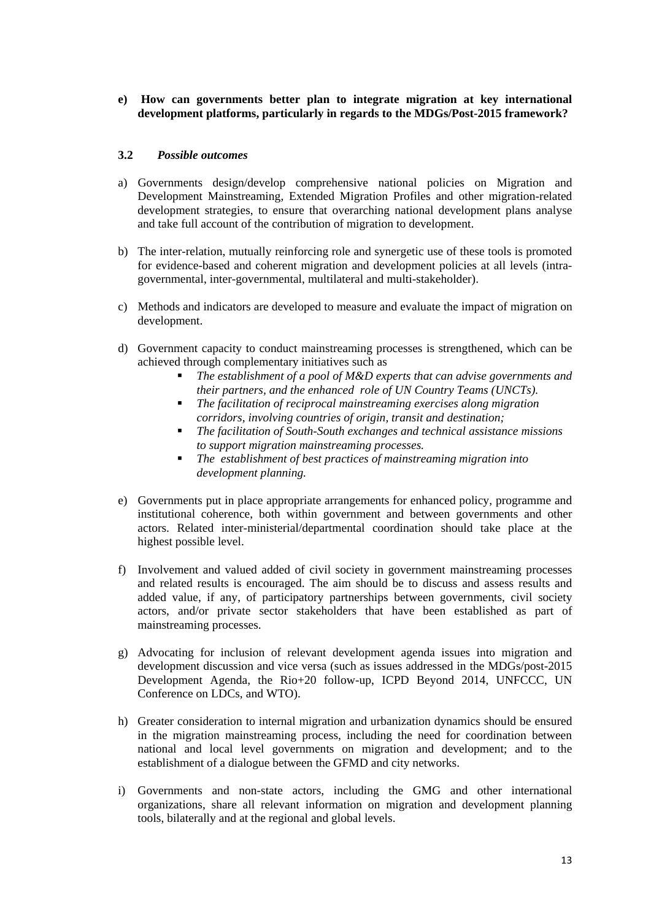**e) How can governments better plan to integrate migration at key international development platforms, particularly in regards to the MDGs/Post-2015 framework?**

### 3.2 *Possible outcomes*

a) Governments design/develop comprehensive national policies on Migration and Development Mainstreaming, Extended Migration Profiles and other migration-related development strategies, to ensure that overarching national development plans analyse and take full account of the contribution of migration to development.

b) The inter-relation, mutually reinforcing role and synergetic use of these tools is promoted for evidence-based and coherent migration and development policies at all levels (intra-governmental, inter-governmental, multilateral and multi-stakeholder).

c) Methods and indicators are developed to measure and evaluate the impact of migration on development.

d) Government capacity to conduct mainstreaming processes is strengthened, which can be achieved through complementary initiatives such as
   - *The establishment of a pool of M&D experts that can advise governments and their partners, and the enhanced role of UN Country Teams (UNCTs).*
   - *The facilitation of reciprocal mainstreaming exercises along migration corridors, involving countries of origin, transit and destination;*
   - *The facilitation of South-South exchanges and technical assistance missions to support migration mainstreaming processes.*
   - *The establishment of best practices of mainstreaming migration into development planning.*

e) Governments put in place appropriate arrangements for enhanced policy, programme and institutional coherence, both within government and between governments and other actors. Related inter-ministerial/departmental coordination should take place at the highest possible level.

f) Involvement and valued added of civil society in government mainstreaming processes and related results is encouraged. The aim should be to discuss and assess results and added value, if any, of participatory partnerships between governments, civil society actors, and/or private sector stakeholders that have been established as part of mainstreaming processes.

g) Advocating for inclusion of relevant development agenda issues into migration and development discussion and vice versa (such as issues addressed in the MDGs/post-2015 Development Agenda, the Rio+20 follow-up, ICPD Beyond 2014, UNFCCC, UN Conference on LDCs, and WTO).

h) Greater consideration to internal migration and urbanization dynamics should be ensured in the migration mainstreaming process, including the need for coordination between national and local level governments on migration and development; and to the establishment of a dialogue between the GFMD and city networks.

i) Governments and non-state actors, including the GMG and other international organizations, share all relevant information on migration and development planning tools, bilaterally and at the regional and global levels.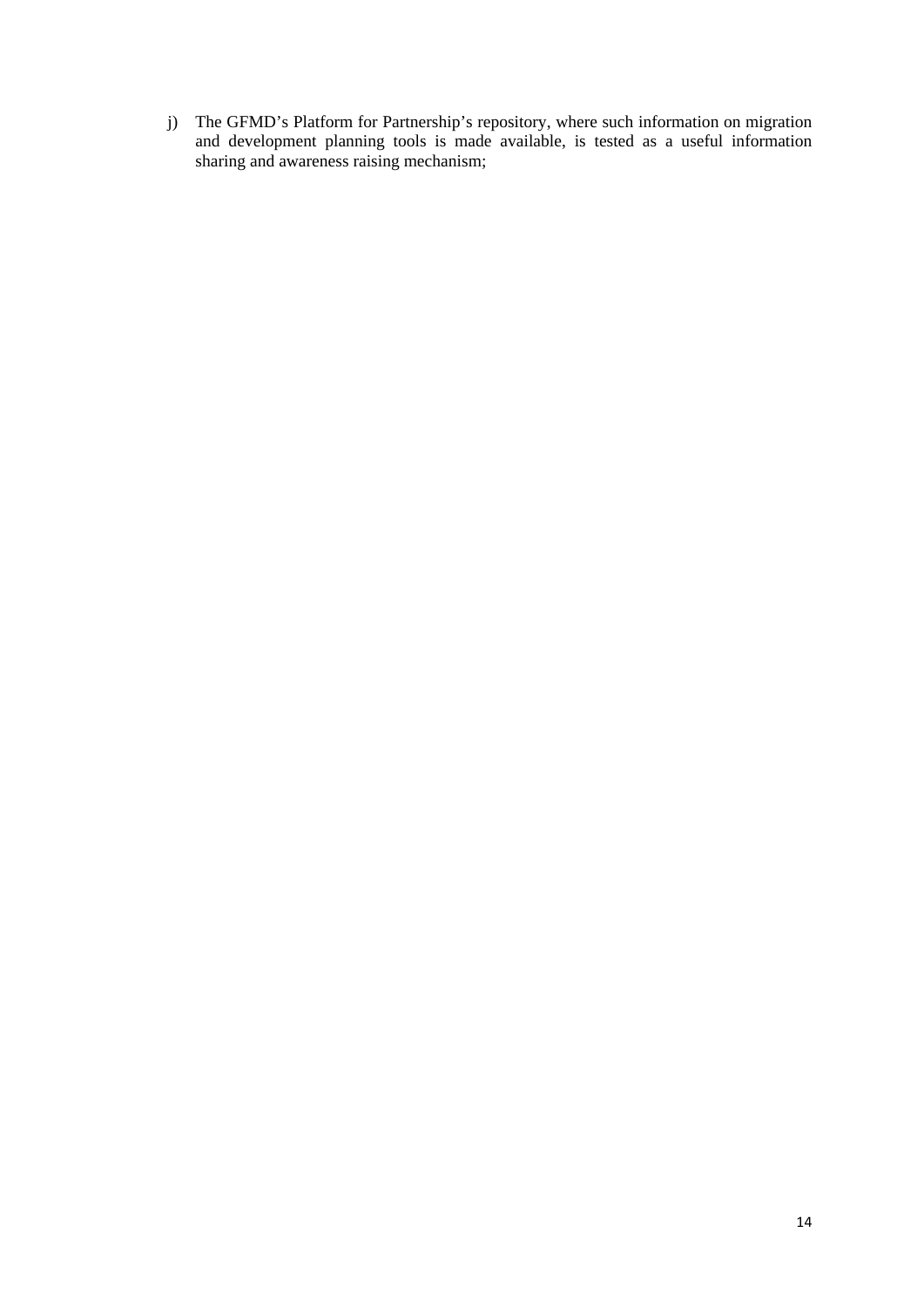j) The GFMD's Platform for Partnership's repository, where such information on migration and development planning tools is made available, is tested as a useful information sharing and awareness raising mechanism;